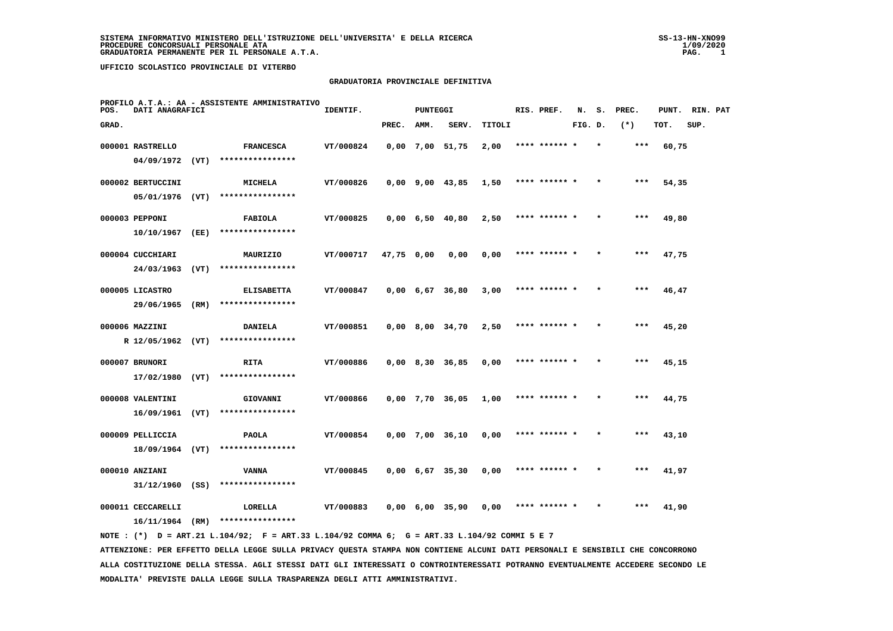**SISTEMA INFORMATIVO MINISTERO DELL'ISTRUZIONE DELL'UNIVERSITA' E DELLA RICERCA**
**PROCEDURE CONCORSUALI PERSONALE ATA**
**GRADUATORIA PERMANENTE PER IL PERSONALE A.T.A.**

SS-13-HN-XNO99
1/09/2020

**UFFICIO SCOLASTICO PROVINCIALE DI VITERBO**

## GRADUATORIA PROVINCIALE DEFINITIVA

**PROFILO A.T.A.: AA - ASSISTENTE AMMINISTRATIVO**

| POS. GRAD. | DATI ANAGRAFICI | | IDENTIF. | PUNTEGGI PREC. | AMM. | SERV. | TITOLI | RIS. PREF. | N. S. FIG. D. | PREC. (*) | PUNT. TOT. | RIN. PAT SUP. |
|---|---|---|---|---|---|---|---|---|---|---|---|---|
| 000001 | RASTRELLO 04/09/1972 (VT) | FRANCESCA **************** | VT/000824 | 0,00 | 7,00 | 51,75 | 2,00 | **** ****** * | * | *** | 60,75 | |
| 000002 | BERTUCCINI 05/01/1976 (VT) | MICHELA **************** | VT/000826 | 0,00 | 9,00 | 43,85 | 1,50 | **** ****** * | * | *** | 54,35 | |
| 000003 | PEPPONI 10/10/1967 (EE) | FABIOLA **************** | VT/000825 | 0,00 | 6,50 | 40,80 | 2,50 | **** ****** * | * | *** | 49,80 | |
| 000004 | CUCCHIARI 24/03/1963 (VT) | MAURIZIO **************** | VT/000717 | 47,75 | 0,00 | 0,00 | 0,00 | **** ****** * | * | *** | 47,75 | |
| 000005 | LICASTRO 29/06/1965 (RM) | ELISABETTA **************** | VT/000847 | 0,00 | 6,67 | 36,80 | 3,00 | **** ****** * | * | *** | 46,47 | |
| 000006 | MAZZINI R 12/05/1962 (VT) | DANIELA **************** | VT/000851 | 0,00 | 8,00 | 34,70 | 2,50 | **** ****** * | * | *** | 45,20 | |
| 000007 | BRUNORI 17/02/1980 (VT) | RITA **************** | VT/000886 | 0,00 | 8,30 | 36,85 | 0,00 | **** ****** * | * | *** | 45,15 | |
| 000008 | VALENTINI 16/09/1961 (VT) | GIOVANNI **************** | VT/000866 | 0,00 | 7,70 | 36,05 | 1,00 | **** ****** * | * | *** | 44,75 | |
| 000009 | PELLICCIA 18/09/1964 (VT) | PAOLA **************** | VT/000854 | 0,00 | 7,00 | 36,10 | 0,00 | **** ****** * | * | *** | 43,10 | |
| 000010 | ANZIANI 31/12/1960 (SS) | VANNA **************** | VT/000845 | 0,00 | 6,67 | 35,30 | 0,00 | **** ****** * | * | *** | 41,97 | |
| 000011 | CECCARELLI 16/11/1964 (RM) | LORELLA **************** | VT/000883 | 0,00 | 6,00 | 35,90 | 0,00 | **** ****** * | * | *** | 41,90 | |

NOTE : (*) D = ART.21 L.104/92; F = ART.33 L.104/92 COMMA 6; G = ART.33 L.104/92 COMMI 5 E 7

ATTENZIONE: PER EFFETTO DELLA LEGGE SULLA PRIVACY QUESTA STAMPA NON CONTIENE ALCUNI DATI PERSONALI E SENSIBILI CHE CONCORRONO ALLA COSTITUZIONE DELLA STESSA. AGLI STESSI DATI GLI INTERESSATI O CONTROINTERESSATI POTRANNO EVENTUALMENTE ACCEDERE SECONDO LE MODALITA' PREVISTE DALLA LEGGE SULLA TRASPARENZA DEGLI ATTI AMMINISTRATIVI.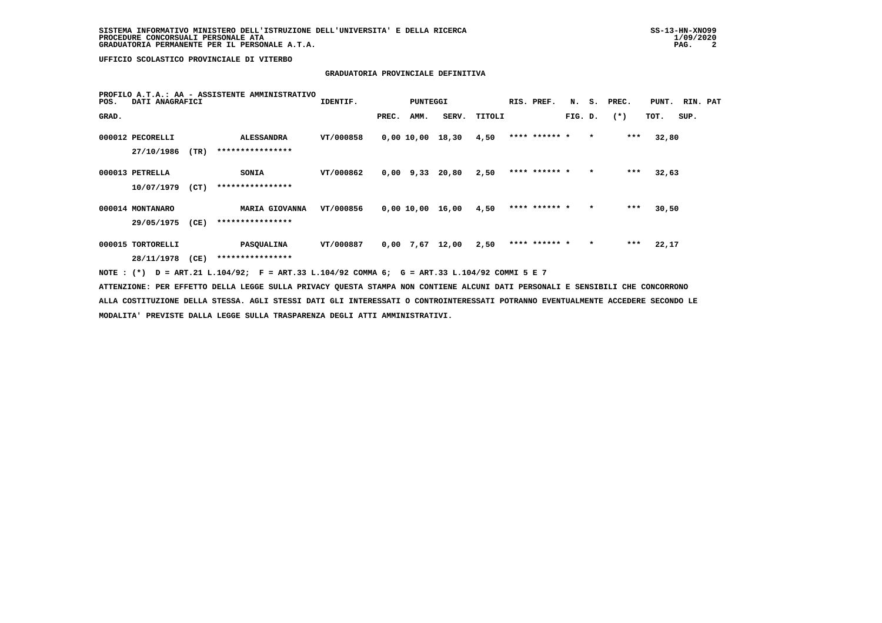UFFICIO SCOLASTICO PROVINCIALE DI VITERBO

## GRADUATORIA PROVINCIALE DEFINITIVA

PROFILO A.T.A.: AA - ASSISTENTE AMMINISTRATIVO

| POS. GRAD. | DATI ANAGRAFICI | | IDENTIF. | PUNTEGGI PREC. | AMM. | SERV. | TITOLI | RIS. PREF. | N. FIG. | S. D. | PREC. (*) | PUNT. TOT. | RIN. SUP. | PAT |
|---|---|---|---|---|---|---|---|---|---|---|---|---|---|---|
| 000012 | PECORELLI 27/10/1986 (TR) | ALESSANDRA **************** | VT/000858 | 0,00 | 10,00 | 18,30 | 4,50 | **** ****** | * | * | *** | 32,80 | | |
| 000013 | PETRELLA 10/07/1979 (CT) | SONIA **************** | VT/000862 | 0,00 | 9,33 | 20,80 | 2,50 | **** ****** | * | * | *** | 32,63 | | |
| 000014 | MONTANARO 29/05/1975 (CE) | MARIA GIOVANNA **************** | VT/000856 | 0,00 | 10,00 | 16,00 | 4,50 | **** ****** | * | * | *** | 30,50 | | |
| 000015 | TORTORELLI 28/11/1978 (CE) | PASQUALINA **************** | VT/000887 | 0,00 | 7,67 | 12,00 | 2,50 | **** ****** | * | * | *** | 22,17 | | |

NOTE : (*) D = ART.21 L.104/92; F = ART.33 L.104/92 COMMA 6; G = ART.33 L.104/92 COMMI 5 E 7

ATTENZIONE: PER EFFETTO DELLA LEGGE SULLA PRIVACY QUESTA STAMPA NON CONTIENE ALCUNI DATI PERSONALI E SENSIBILI CHE CONCORRONO ALLA COSTITUZIONE DELLA STESSA. AGLI STESSI DATI GLI INTERESSATI O CONTROINTERESSATI POTRANNO EVENTUALMENTE ACCEDERE SECONDO LE MODALITA' PREVISTE DALLA LEGGE SULLA TRASPARENZA DEGLI ATTI AMMINISTRATIVI.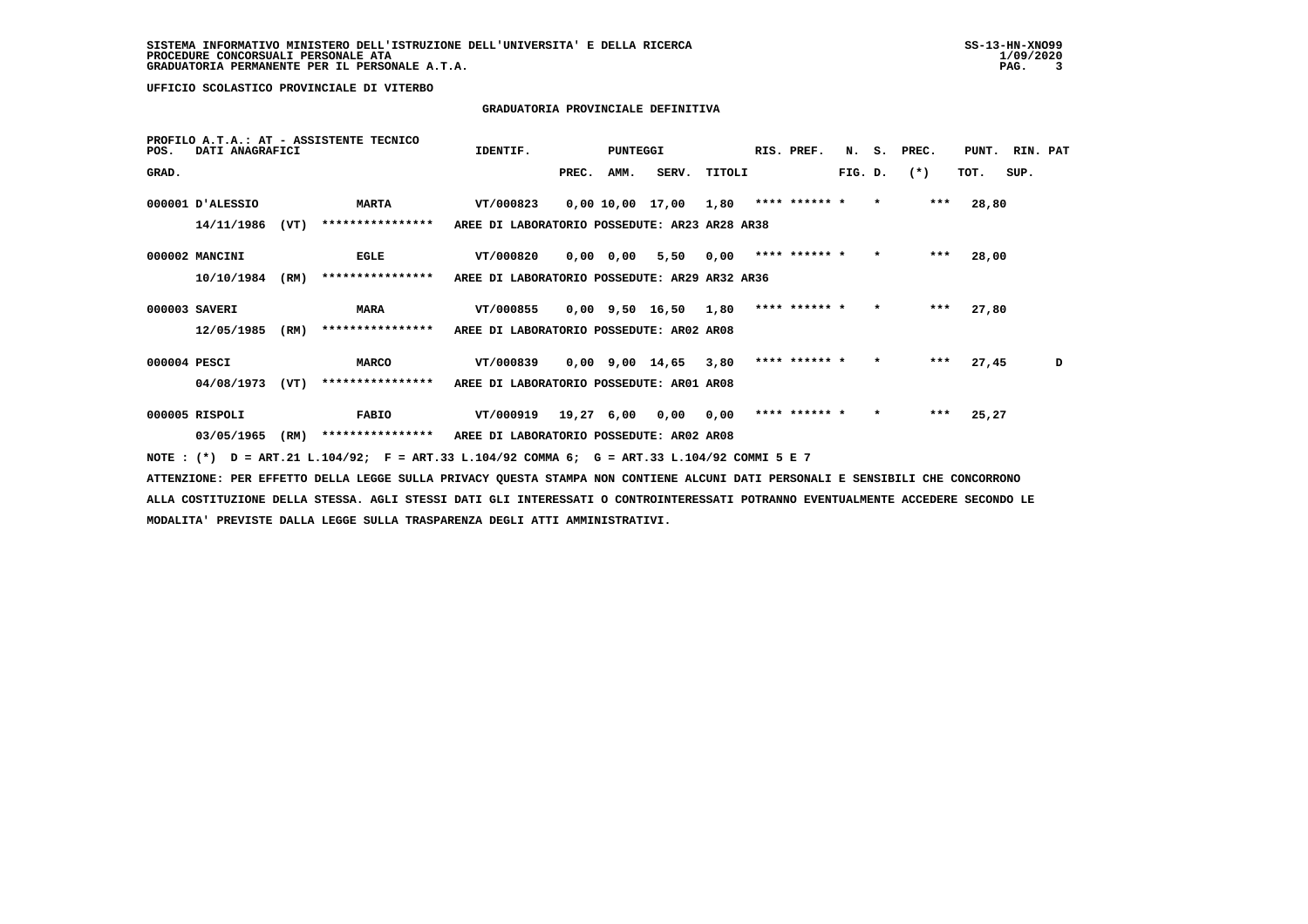UFFICIO SCOLASTICO PROVINCIALE DI VITERBO

## GRADUATORIA PROVINCIALE DEFINITIVA

PROFILO A.T.A.: AT - ASSISTENTE TECNICO

| POS. GRAD. | DATI ANAGRAFICI | | | IDENTIF. | PUNTEGGI PREC. | AMM. | SERV. | TITOLI | RIS. PREF. | N. FIG. | S. D. | PREC. (*) | PUNT. TOT. | RIN. SUP. | PAT |
|---|---|---|---|---|---|---|---|---|---|---|---|---|---|---|---|
| 000001 | D'ALESSIO | | MARTA | VT/000823 | 0,00 | 10,00 | 17,00 | 1,80 | **** ****** | * | * | *** | 28,80 | | |
| | 14/11/1986 | (VT) | **************** | AREE DI LABORATORIO POSSEDUTE: AR23 AR28 AR38 | | | | | | | | | | | |
| 000002 | MANCINI | | EGLE | VT/000820 | 0,00 | 0,00 | 5,50 | 0,00 | **** ****** | * | * | *** | 28,00 | | |
| | 10/10/1984 | (RM) | **************** | AREE DI LABORATORIO POSSEDUTE: AR29 AR32 AR36 | | | | | | | | | | | |
| 000003 | SAVERI | | MARA | VT/000855 | 0,00 | 9,50 | 16,50 | 1,80 | **** ****** | * | * | *** | 27,80 | | |
| | 12/05/1985 | (RM) | **************** | AREE DI LABORATORIO POSSEDUTE: AR02 AR08 | | | | | | | | | | | |
| 000004 | PESCI | | MARCO | VT/000839 | 0,00 | 9,00 | 14,65 | 3,80 | **** ****** | * | * | *** | 27,45 | | D |
| | 04/08/1973 | (VT) | **************** | AREE DI LABORATORIO POSSEDUTE: AR01 AR08 | | | | | | | | | | | |
| 000005 | RISPOLI | | FABIO | VT/000919 | 19,27 | 6,00 | 0,00 | 0,00 | **** ****** | * | * | *** | 25,27 | | |
| | 03/05/1965 | (RM) | **************** | AREE DI LABORATORIO POSSEDUTE: AR02 AR08 | | | | | | | | | | | |

NOTE : (*) D = ART.21 L.104/92; F = ART.33 L.104/92 COMMA 6; G = ART.33 L.104/92 COMMI 5 E 7

ATTENZIONE: PER EFFETTO DELLA LEGGE SULLA PRIVACY QUESTA STAMPA NON CONTIENE ALCUNI DATI PERSONALI E SENSIBILI CHE CONCORRONO ALLA COSTITUZIONE DELLA STESSA. AGLI STESSI DATI GLI INTERESSATI O CONTROINTERESSATI POTRANNO EVENTUALMENTE ACCEDERE SECONDO LE MODALITA' PREVISTE DALLA LEGGE SULLA TRASPARENZA DEGLI ATTI AMMINISTRATIVI.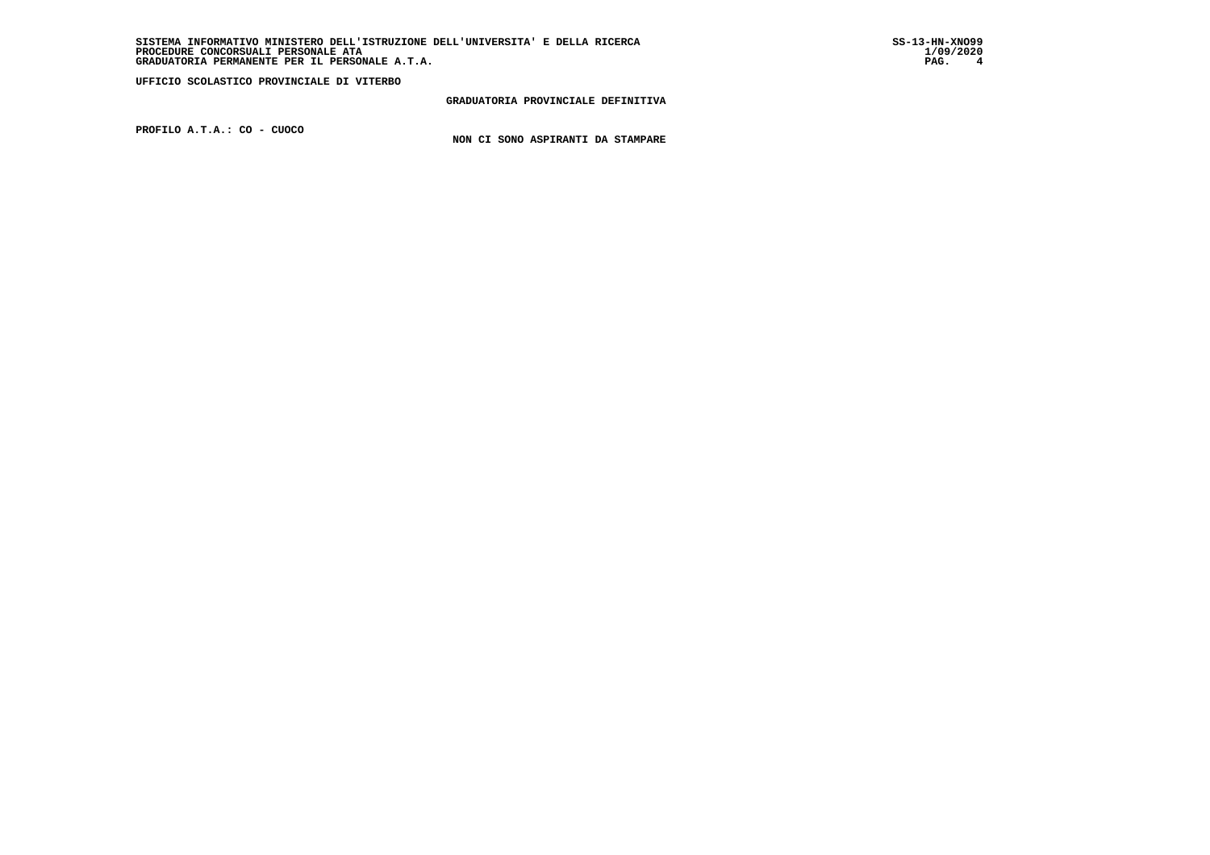UFFICIO SCOLASTICO PROVINCIALE DI VITERBO

**GRADUATORIA PROVINCIALE DEFINITIVA**

**PROFILO A.T.A.: CO - CUOCO**

**NON CI SONO ASPIRANTI DA STAMPARE**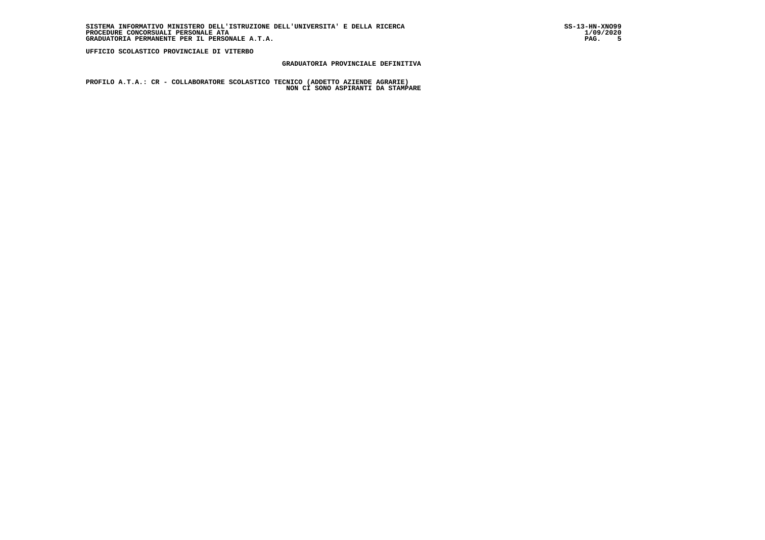UFFICIO SCOLASTICO PROVINCIALE DI VITERBO

## GRADUATORIA PROVINCIALE DEFINITIVA

**PROFILO A.T.A.: CR - COLLABORATORE SCOLASTICO TECNICO (ADDETTO AZIENDE AGRARIE)**

NON CI SONO ASPIRANTI DA STAMPARE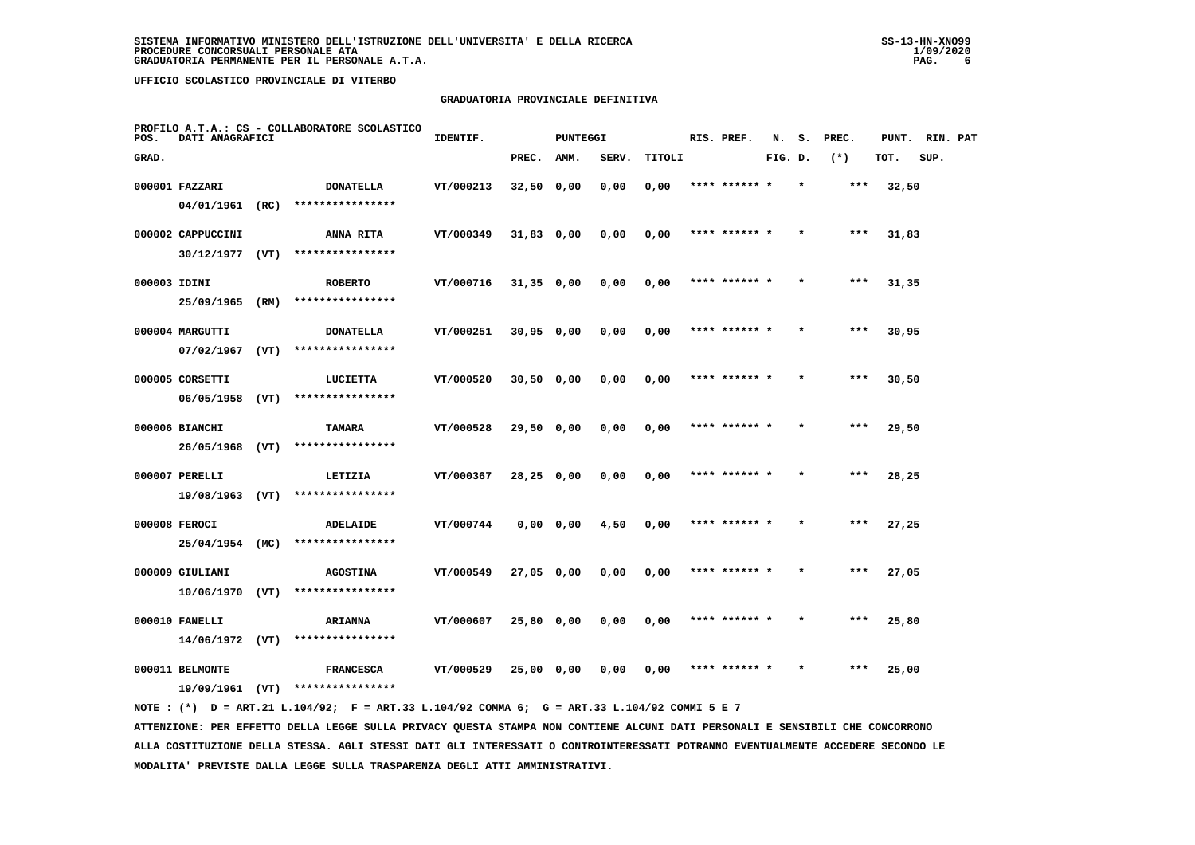SISTEMA INFORMATIVO MINISTERO DELL'ISTRUZIONE DELL'UNIVERSITA' E DELLA RICERCA
PROCEDURE CONCORSUALI PERSONALE ATA
GRADUATORIA PERMANENTE PER IL PERSONALE A.T.A.

UFFICIO SCOLASTICO PROVINCIALE DI VITERBO

GRADUATORIA PROVINCIALE DEFINITIVA

PROFILO A.T.A.: CS - COLLABORATORE SCOLASTICO

| POS. GRAD. | DATI ANAGRAFICI | | IDENTIF. | PUNTEGGI PREC. | AMM. | SERV. | TITOLI | RIS. PREF. | N. FIG. | S. D. | PREC. (*) | PUNT. TOT. | RIN. SUP. | PAT |
|---|---|---|---|---|---|---|---|---|---|---|---|---|---|---|
| 000001 | FAZZARI 04/01/1961 (RC) | DONATELLA **************** | VT/000213 | 32,50 | 0,00 | 0,00 | 0,00 | **** ****** * | | * | *** | 32,50 | | |
| 000002 | CAPPUCCINI 30/12/1977 (VT) | ANNA RITA **************** | VT/000349 | 31,83 | 0,00 | 0,00 | 0,00 | **** ****** * | | * | *** | 31,83 | | |
| 000003 | IDINI 25/09/1965 (RM) | ROBERTO **************** | VT/000716 | 31,35 | 0,00 | 0,00 | 0,00 | **** ****** * | | * | *** | 31,35 | | |
| 000004 | MARGUTTI 07/02/1967 (VT) | DONATELLA **************** | VT/000251 | 30,95 | 0,00 | 0,00 | 0,00 | **** ****** * | | * | *** | 30,95 | | |
| 000005 | CORSETTI 06/05/1958 (VT) | LUCIETTA **************** | VT/000520 | 30,50 | 0,00 | 0,00 | 0,00 | **** ****** * | | * | *** | 30,50 | | |
| 000006 | BIANCHI 26/05/1968 (VT) | TAMARA **************** | VT/000528 | 29,50 | 0,00 | 0,00 | 0,00 | **** ****** * | | * | *** | 29,50 | | |
| 000007 | PERELLI 19/08/1963 (VT) | LETIZIA **************** | VT/000367 | 28,25 | 0,00 | 0,00 | 0,00 | **** ****** * | | * | *** | 28,25 | | |
| 000008 | FEROCI 25/04/1954 (MC) | ADELAIDE **************** | VT/000744 | 0,00 | 0,00 | 4,50 | 0,00 | **** ****** * | | * | *** | 27,25 | | |
| 000009 | GIULIANI 10/06/1970 (VT) | AGOSTINA **************** | VT/000549 | 27,05 | 0,00 | 0,00 | 0,00 | **** ****** * | | * | *** | 27,05 | | |
| 000010 | FANELLI 14/06/1972 (VT) | ARIANNA **************** | VT/000607 | 25,80 | 0,00 | 0,00 | 0,00 | **** ****** * | | * | *** | 25,80 | | |
| 000011 | BELMONTE 19/09/1961 (VT) | FRANCESCA **************** | VT/000529 | 25,00 | 0,00 | 0,00 | 0,00 | **** ****** * | | * | *** | 25,00 | | |

NOTE : (*) D = ART.21 L.104/92; F = ART.33 L.104/92 COMMA 6; G = ART.33 L.104/92 COMMI 5 E 7

ATTENZIONE: PER EFFETTO DELLA LEGGE SULLA PRIVACY QUESTA STAMPA NON CONTIENE ALCUNI DATI PERSONALI E SENSIBILI CHE CONCORRONO ALLA COSTITUZIONE DELLA STESSA. AGLI STESSI DATI GLI INTERESSATI O CONTROINTERESSATI POTRANNO EVENTUALMENTE ACCEDERE SECONDO LE MODALITA' PREVISTE DALLA LEGGE SULLA TRASPARENZA DEGLI ATTI AMMINISTRATIVI.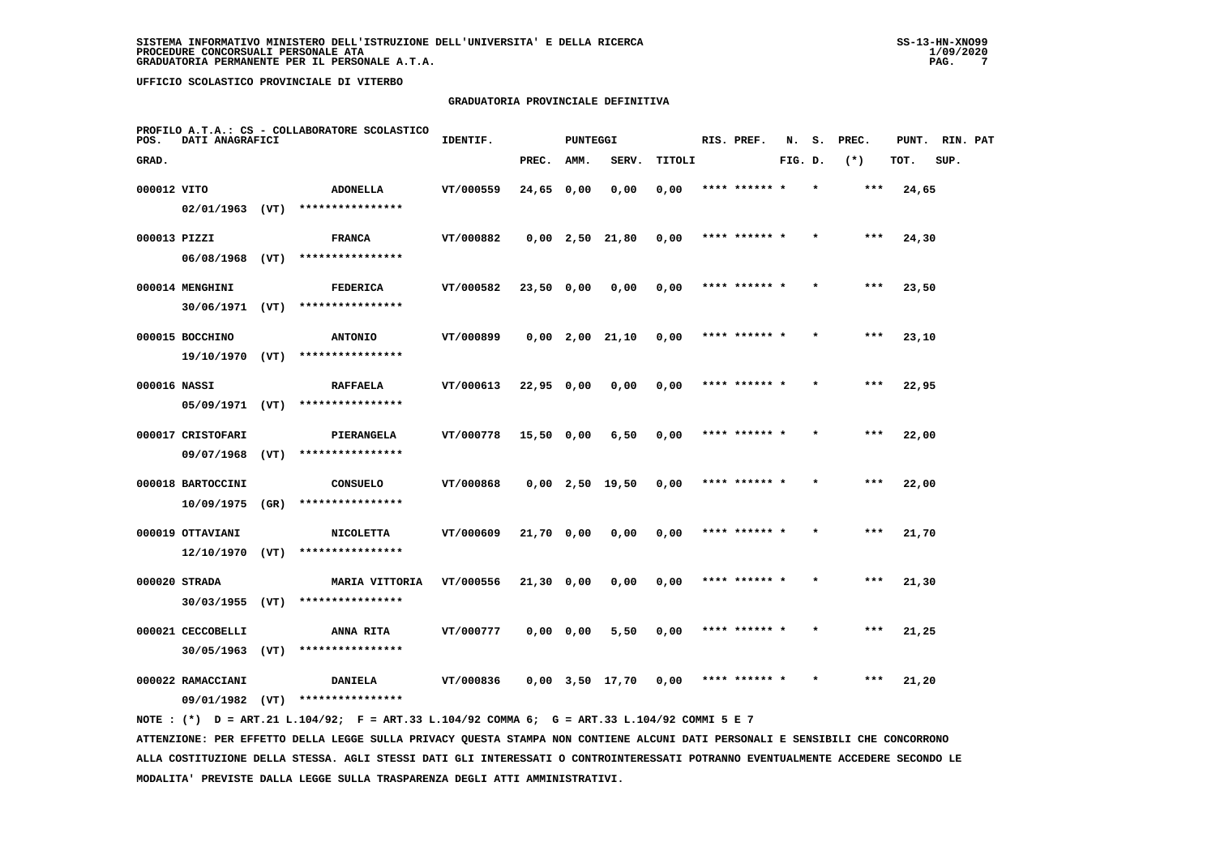SISTEMA INFORMATIVO MINISTERO DELL'ISTRUZIONE DELL'UNIVERSITA' E DELLA RICERCA
PROCEDURE CONCORSUALI PERSONALE ATA
GRADUATORIA PERMANENTE PER IL PERSONALE A.T.A.

UFFICIO SCOLASTICO PROVINCIALE DI VITERBO

## GRADUATORIA PROVINCIALE DEFINITIVA

PROFILO A.T.A.: CS - COLLABORATORE SCOLASTICO

| POS. GRAD. | DATI ANAGRAFICI | | IDENTIF. | PUNTEGGI PREC. | AMM. | SERV. | TITOLI | RIS. PREF. | N. FIG. | S. D. | PREC. (*) | PUNT. TOT. | RIN. SUP. | PAT |
|---|---|---|---|---|---|---|---|---|---|---|---|---|---|---|
| 000012 | VITO 02/01/1963 (VT) | ADONELLA **************** | VT/000559 | 24,65 | 0,00 | 0,00 | 0,00 | **** ****** * | | * | *** | 24,65 | | |
| 000013 | PIZZI 06/08/1968 (VT) | FRANCA **************** | VT/000882 | 0,00 | 2,50 | 21,80 | 0,00 | **** ****** * | | * | *** | 24,30 | | |
| 000014 | MENGHINI 30/06/1971 (VT) | FEDERICA **************** | VT/000582 | 23,50 | 0,00 | 0,00 | 0,00 | **** ****** * | | * | *** | 23,50 | | |
| 000015 | BOCCHINO 19/10/1970 (VT) | ANTONIO **************** | VT/000899 | 0,00 | 2,00 | 21,10 | 0,00 | **** ****** * | | * | *** | 23,10 | | |
| 000016 | NASSI 05/09/1971 (VT) | RAFFAELA **************** | VT/000613 | 22,95 | 0,00 | 0,00 | 0,00 | **** ****** * | | * | *** | 22,95 | | |
| 000017 | CRISTOFARI 09/07/1968 (VT) | PIERANGELA **************** | VT/000778 | 15,50 | 0,00 | 6,50 | 0,00 | **** ****** * | | * | *** | 22,00 | | |
| 000018 | BARTOCCINI 10/09/1975 (GR) | CONSUELO **************** | VT/000868 | 0,00 | 2,50 | 19,50 | 0,00 | **** ****** * | | * | *** | 22,00 | | |
| 000019 | OTTAVIANI 12/10/1970 (VT) | NICOLETTA **************** | VT/000609 | 21,70 | 0,00 | 0,00 | 0,00 | **** ****** * | | * | *** | 21,70 | | |
| 000020 | STRADA 30/03/1955 (VT) | MARIA VITTORIA **************** | VT/000556 | 21,30 | 0,00 | 0,00 | 0,00 | **** ****** * | | * | *** | 21,30 | | |
| 000021 | CECCOBELLI 30/05/1963 (VT) | ANNA RITA **************** | VT/000777 | 0,00 | 0,00 | 5,50 | 0,00 | **** ****** * | | * | *** | 21,25 | | |
| 000022 | RAMACCIANI 09/01/1982 (VT) | DANIELA **************** | VT/000836 | 0,00 | 3,50 | 17,70 | 0,00 | **** ****** * | | * | *** | 21,20 | | |

NOTE : (*) D = ART.21 L.104/92; F = ART.33 L.104/92 COMMA 6; G = ART.33 L.104/92 COMMI 5 E 7

ATTENZIONE: PER EFFETTO DELLA LEGGE SULLA PRIVACY QUESTA STAMPA NON CONTIENE ALCUNI DATI PERSONALI E SENSIBILI CHE CONCORRONO ALLA COSTITUZIONE DELLA STESSA. AGLI STESSI DATI GLI INTERESSATI O CONTROINTERESSATI POTRANNO EVENTUALMENTE ACCEDERE SECONDO LE MODALITA' PREVISTE DALLA LEGGE SULLA TRASPARENZA DEGLI ATTI AMMINISTRATIVI.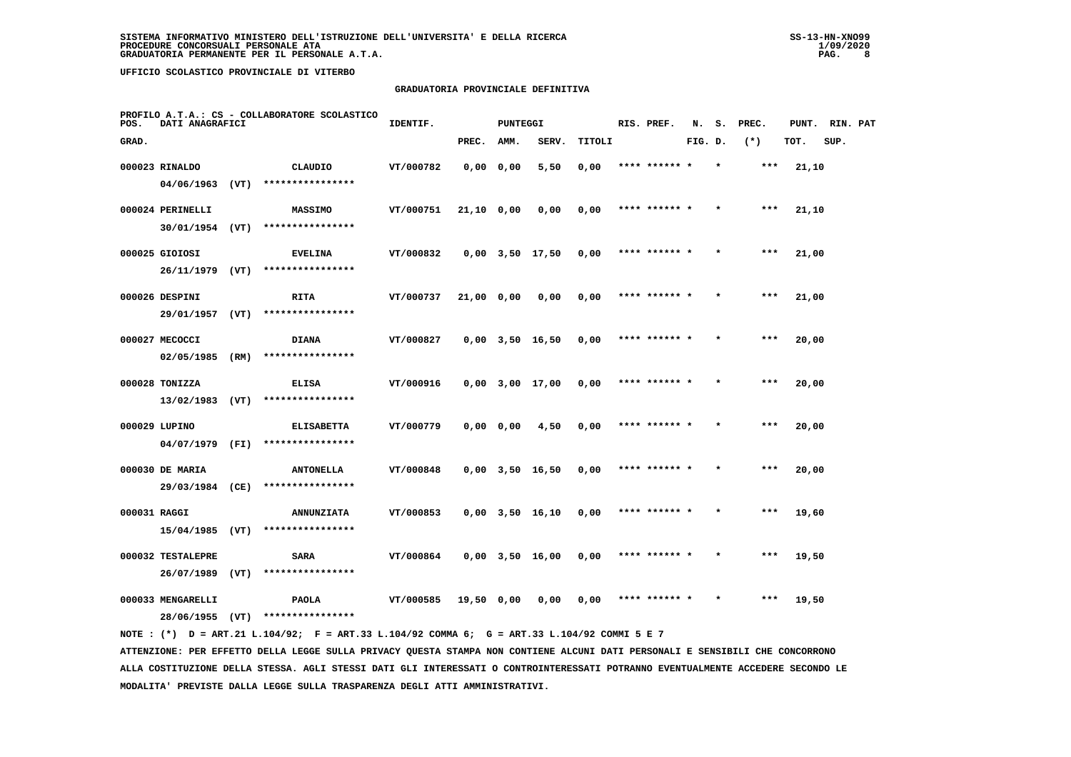**SISTEMA INFORMATIVO MINISTERO DELL'ISTRUZIONE DELL'UNIVERSITA' E DELLA RICERCA**
**PROCEDURE CONCORSUALI PERSONALE ATA**
**GRADUATORIA PERMANENTE PER IL PERSONALE A.T.A.**

**UFFICIO SCOLASTICO PROVINCIALE DI VITERBO**

**GRADUATORIA PROVINCIALE DEFINITIVA**

PROFILO A.T.A.: CS - COLLABORATORE SCOLASTICO

| POS. GRAD. | DATI ANAGRAFICI | | IDENTIF. | PUNTEGGI PREC. | AMM. | SERV. | TITOLI | RIS. PREF. | N. FIG. | S. D. | PREC. (*) | PUNT. TOT. | RIN. SUP. | PAT |
|---|---|---|---|---|---|---|---|---|---|---|---|---|---|---|
| 000023 | RINALDO 04/06/1963 (VT) | CLAUDIO **************** | VT/000782 | 0,00 | 0,00 | 5,50 | 0,00 | **** ****** * | | * | *** | 21,10 | | |
| 000024 | PERINELLI 30/01/1954 (VT) | MASSIMO **************** | VT/000751 | 21,10 | 0,00 | 0,00 | 0,00 | **** ****** * | | * | *** | 21,10 | | |
| 000025 | GIOIOSI 26/11/1979 (VT) | EVELINA **************** | VT/000832 | 0,00 | 3,50 | 17,50 | 0,00 | **** ****** * | | * | *** | 21,00 | | |
| 000026 | DESPINI 29/01/1957 (VT) | RITA **************** | VT/000737 | 21,00 | 0,00 | 0,00 | 0,00 | **** ****** * | | * | *** | 21,00 | | |
| 000027 | MECOCCI 02/05/1985 (RM) | DIANA **************** | VT/000827 | 0,00 | 3,50 | 16,50 | 0,00 | **** ****** * | | * | *** | 20,00 | | |
| 000028 | TONIZZA 13/02/1983 (VT) | ELISA **************** | VT/000916 | 0,00 | 3,00 | 17,00 | 0,00 | **** ****** * | | * | *** | 20,00 | | |
| 000029 | LUPINO 04/07/1979 (FI) | ELISABETTA **************** | VT/000779 | 0,00 | 0,00 | 4,50 | 0,00 | **** ****** * | | * | *** | 20,00 | | |
| 000030 | DE MARIA 29/03/1984 (CE) | ANTONELLA **************** | VT/000848 | 0,00 | 3,50 | 16,50 | 0,00 | **** ****** * | | * | *** | 20,00 | | |
| 000031 | RAGGI 15/04/1985 (VT) | ANNUNZIATA **************** | VT/000853 | 0,00 | 3,50 | 16,10 | 0,00 | **** ****** * | | * | *** | 19,60 | | |
| 000032 | TESTALEPRE 26/07/1989 (VT) | SARA **************** | VT/000864 | 0,00 | 3,50 | 16,00 | 0,00 | **** ****** * | | * | *** | 19,50 | | |
| 000033 | MENGARELLI 28/06/1955 (VT) | PAOLA **************** | VT/000585 | 19,50 | 0,00 | 0,00 | 0,00 | **** ****** * | | * | *** | 19,50 | | |

NOTE : (*) D = ART.21 L.104/92; F = ART.33 L.104/92 COMMA 6; G = ART.33 L.104/92 COMMI 5 E 7

ATTENZIONE: PER EFFETTO DELLA LEGGE SULLA PRIVACY QUESTA STAMPA NON CONTIENE ALCUNI DATI PERSONALI E SENSIBILI CHE CONCORRONO ALLA COSTITUZIONE DELLA STESSA. AGLI STESSI DATI GLI INTERESSATI O CONTROINTERESSATI POTRANNO EVENTUALMENTE ACCEDERE SECONDO LE MODALITA' PREVISTE DALLA LEGGE SULLA TRASPARENZA DEGLI ATTI AMMINISTRATIVI.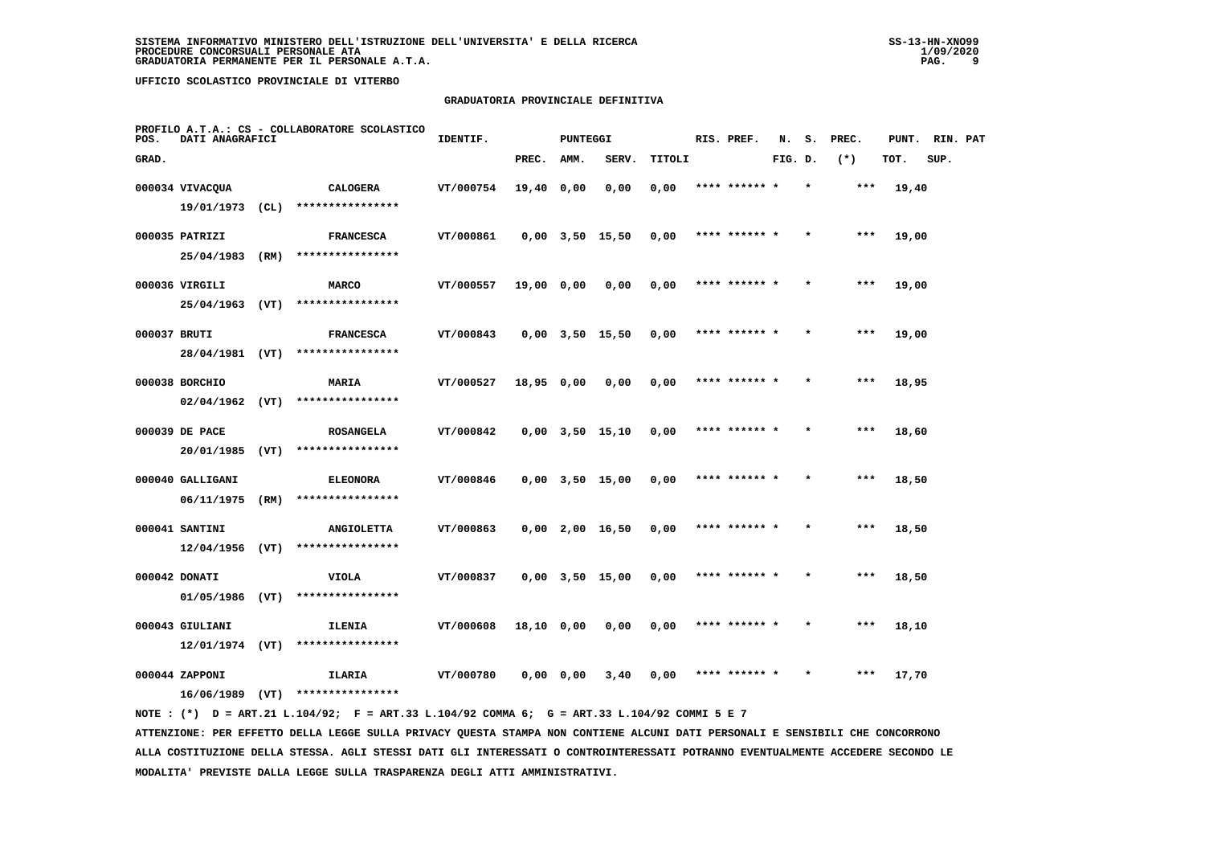SISTEMA INFORMATIVO MINISTERO DELL'ISTRUZIONE DELL'UNIVERSITA' E DELLA RICERCA
PROCEDURE CONCORSUALI PERSONALE ATA
GRADUATORIA PERMANENTE PER IL PERSONALE A.T.A.

UFFICIO SCOLASTICO PROVINCIALE DI VITERBO

GRADUATORIA PROVINCIALE DEFINITIVA

PROFILO A.T.A.: CS - COLLABORATORE SCOLASTICO

| POS. GRAD. | DATI ANAGRAFICI | | IDENTIF. | PREC. | AMM. | SERV. | TITOLI | RIS. PREF. | N. FIG. | S. D. | PREC. (*) | PUNT. TOT. | RIN. SUP. | PAT |
|---|---|---|---|---|---|---|---|---|---|---|---|---|---|---|
| 000034 | VIVACQUA 19/01/1973 (CL) | CALOGERA **************** | VT/000754 | 19,40 | 0,00 | 0,00 | 0,00 | **** ****** * | | * | *** | 19,40 | | |
| 000035 | PATRIZI 25/04/1983 (RM) | FRANCESCA **************** | VT/000861 | 0,00 | 3,50 | 15,50 | 0,00 | **** ****** * | | * | *** | 19,00 | | |
| 000036 | VIRGILI 25/04/1963 (VT) | MARCO **************** | VT/000557 | 19,00 | 0,00 | 0,00 | 0,00 | **** ****** * | | * | *** | 19,00 | | |
| 000037 | BRUTI 28/04/1981 (VT) | FRANCESCA **************** | VT/000843 | 0,00 | 3,50 | 15,50 | 0,00 | **** ****** * | | * | *** | 19,00 | | |
| 000038 | BORCHIO 02/04/1962 (VT) | MARIA **************** | VT/000527 | 18,95 | 0,00 | 0,00 | 0,00 | **** ****** * | | * | *** | 18,95 | | |
| 000039 | DE PACE 20/01/1985 (VT) | ROSANGELA **************** | VT/000842 | 0,00 | 3,50 | 15,10 | 0,00 | **** ****** * | | * | *** | 18,60 | | |
| 000040 | GALLIGANI 06/11/1975 (RM) | ELEONORA **************** | VT/000846 | 0,00 | 3,50 | 15,00 | 0,00 | **** ****** * | | * | *** | 18,50 | | |
| 000041 | SANTINI 12/04/1956 (VT) | ANGIOLETTA **************** | VT/000863 | 0,00 | 2,00 | 16,50 | 0,00 | **** ****** * | | * | *** | 18,50 | | |
| 000042 | DONATI 01/05/1986 (VT) | VIOLA **************** | VT/000837 | 0,00 | 3,50 | 15,00 | 0,00 | **** ****** * | | * | *** | 18,50 | | |
| 000043 | GIULIANI 12/01/1974 (VT) | ILENIA **************** | VT/000608 | 18,10 | 0,00 | 0,00 | 0,00 | **** ****** * | | * | *** | 18,10 | | |
| 000044 | ZAPPONI 16/06/1989 (VT) | ILARIA **************** | VT/000780 | 0,00 | 0,00 | 3,40 | 0,00 | **** ****** * | | * | *** | 17,70 | | |

NOTE : (*) D = ART.21 L.104/92; F = ART.33 L.104/92 COMMA 6; G = ART.33 L.104/92 COMMI 5 E 7

ATTENZIONE: PER EFFETTO DELLA LEGGE SULLA PRIVACY QUESTA STAMPA NON CONTIENE ALCUNI DATI PERSONALI E SENSIBILI CHE CONCORRONO ALLA COSTITUZIONE DELLA STESSA. AGLI STESSI DATI GLI INTERESSATI O CONTROINTERESSATI POTRANNO EVENTUALMENTE ACCEDERE SECONDO LE MODALITA' PREVISTE DALLA LEGGE SULLA TRASPARENZA DEGLI ATTI AMMINISTRATIVI.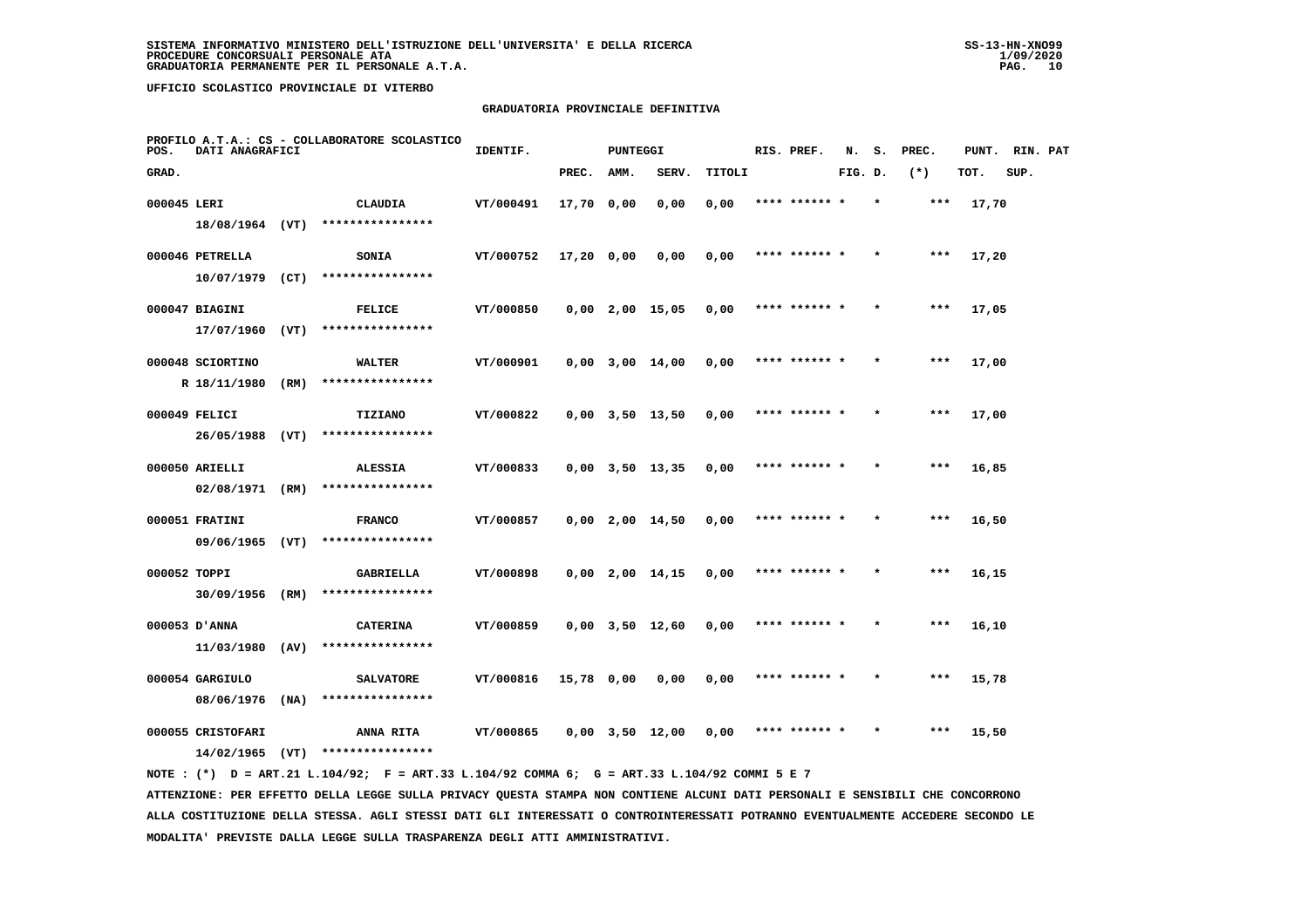SISTEMA INFORMATIVO MINISTERO DELL'ISTRUZIONE DELL'UNIVERSITA' E DELLA RICERCA
PROCEDURE CONCORSUALI PERSONALE ATA
GRADUATORIA PERMANENTE PER IL PERSONALE A.T.A.

UFFICIO SCOLASTICO PROVINCIALE DI VITERBO

GRADUATORIA PROVINCIALE DEFINITIVA

PROFILO A.T.A.: CS - COLLABORATORE SCOLASTICO

| POS. GRAD. | DATI ANAGRAFICI | | IDENTIF. | PUNTEGGI PREC. | AMM. | SERV. | TITOLI | RIS. PREF. | N. FIG. | S. D. | PREC. (*) | PUNT. TOT. | RIN. SUP. | PAT |
|---|---|---|---|---|---|---|---|---|---|---|---|---|---|---|
| 000045 | LERI 18/08/1964 (VT) | CLAUDIA **************** | VT/000491 | 17,70 | 0,00 | 0,00 | 0,00 | **** ****** * | | * | *** | 17,70 | | |
| 000046 | PETRELLA 10/07/1979 (CT) | SONIA **************** | VT/000752 | 17,20 | 0,00 | 0,00 | 0,00 | **** ****** * | | * | *** | 17,20 | | |
| 000047 | BIAGINI 17/07/1960 (VT) | FELICE **************** | VT/000850 | 0,00 | 2,00 | 15,05 | 0,00 | **** ****** * | | * | *** | 17,05 | | |
| 000048 | SCIORTINO R 18/11/1980 (RM) | WALTER **************** | VT/000901 | 0,00 | 3,00 | 14,00 | 0,00 | **** ****** * | | * | *** | 17,00 | | |
| 000049 | FELICI 26/05/1988 (VT) | TIZIANO **************** | VT/000822 | 0,00 | 3,50 | 13,50 | 0,00 | **** ****** * | | * | *** | 17,00 | | |
| 000050 | ARIELLI 02/08/1971 (RM) | ALESSIA **************** | VT/000833 | 0,00 | 3,50 | 13,35 | 0,00 | **** ****** * | | * | *** | 16,85 | | |
| 000051 | FRATINI 09/06/1965 (VT) | FRANCO **************** | VT/000857 | 0,00 | 2,00 | 14,50 | 0,00 | **** ****** * | | * | *** | 16,50 | | |
| 000052 | TOPPI 30/09/1956 (RM) | GABRIELLA **************** | VT/000898 | 0,00 | 2,00 | 14,15 | 0,00 | **** ****** * | | * | *** | 16,15 | | |
| 000053 | D'ANNA 11/03/1980 (AV) | CATERINA **************** | VT/000859 | 0,00 | 3,50 | 12,60 | 0,00 | **** ****** * | | * | *** | 16,10 | | |
| 000054 | GARGIULO 08/06/1976 (NA) | SALVATORE **************** | VT/000816 | 15,78 | 0,00 | 0,00 | 0,00 | **** ****** * | | * | *** | 15,78 | | |
| 000055 | CRISTOFARI 14/02/1965 (VT) | ANNA RITA **************** | VT/000865 | 0,00 | 3,50 | 12,00 | 0,00 | **** ****** * | | * | *** | 15,50 | | |

NOTE : (*) D = ART.21 L.104/92; F = ART.33 L.104/92 COMMA 6; G = ART.33 L.104/92 COMMI 5 E 7

ATTENZIONE: PER EFFETTO DELLA LEGGE SULLA PRIVACY QUESTA STAMPA NON CONTIENE ALCUNI DATI PERSONALI E SENSIBILI CHE CONCORRONO ALLA COSTITUZIONE DELLA STESSA. AGLI STESSI DATI GLI INTERESSATI O CONTROINTERESSATI POTRANNO EVENTUALMENTE ACCEDERE SECONDO LE MODALITA' PREVISTE DALLA LEGGE SULLA TRASPARENZA DEGLI ATTI AMMINISTRATIVI.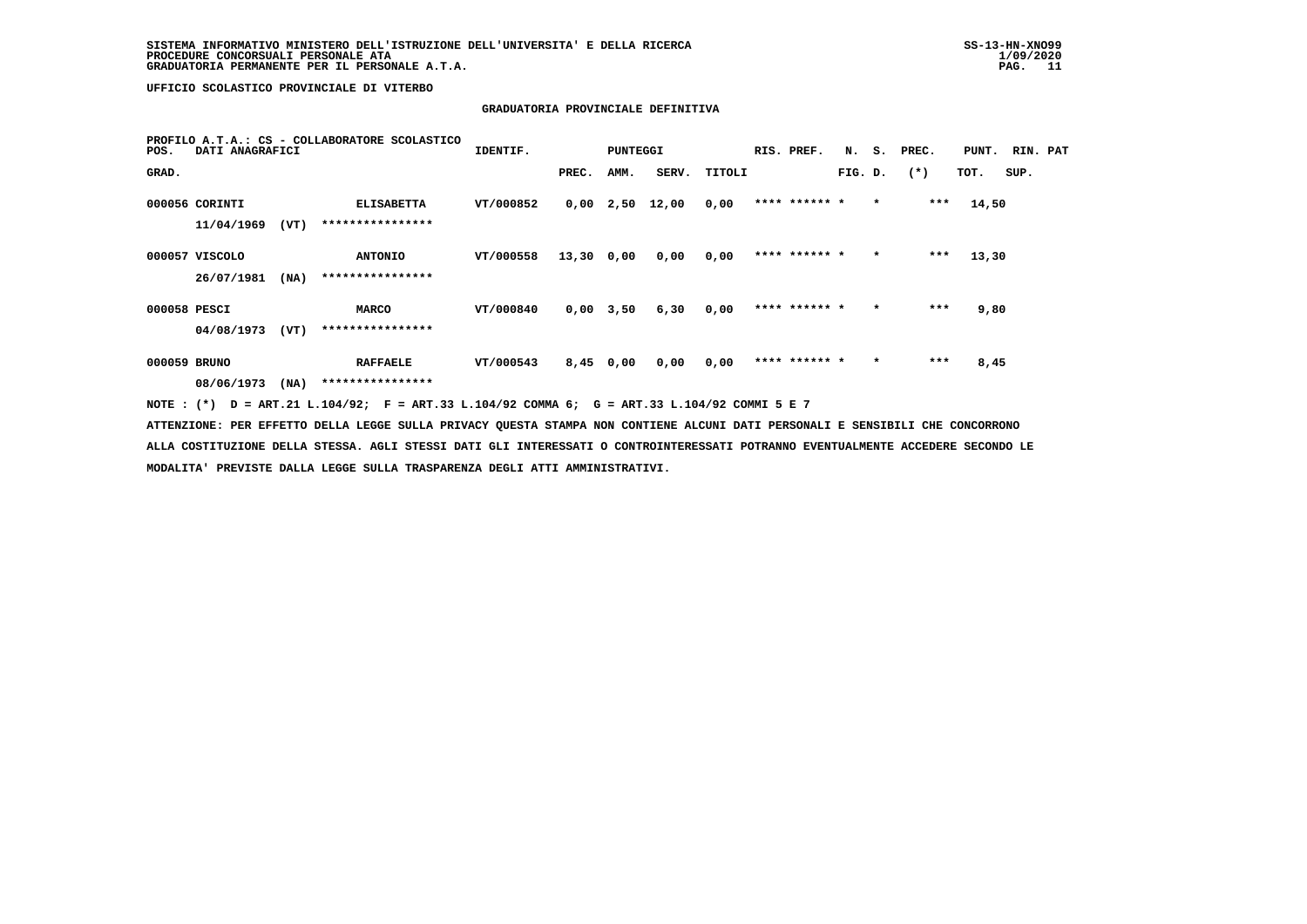SISTEMA INFORMATIVO MINISTERO DELL'ISTRUZIONE DELL'UNIVERSITA' E DELLA RICERCA
PROCEDURE CONCORSUALI PERSONALE ATA
GRADUATORIA PERMANENTE PER IL PERSONALE A.T.A.

UFFICIO SCOLASTICO PROVINCIALE DI VITERBO

GRADUATORIA PROVINCIALE DEFINITIVA

PROFILO A.T.A.: CS - COLLABORATORE SCOLASTICO

| POS. GRAD. | DATI ANAGRAFICI | | IDENTIF. | PUNTEGGI PREC. | AMM. | SERV. | TITOLI | RIS. PREF. | N. S. FIG. D. | PREC. (*) | PUNT. TOT. | RIN. PAT SUP. |
|---|---|---|---|---|---|---|---|---|---|---|---|---|
| 000056 | CORINTI 11/04/1969 (VT) | ELISABETTA **************** | VT/000852 | 0,00 | 2,50 | 12,00 | 0,00 | **** ****** * | * | *** | 14,50 | |
| 000057 | VISCOLO 26/07/1981 (NA) | ANTONIO **************** | VT/000558 | 13,30 | 0,00 | 0,00 | 0,00 | **** ****** * | * | *** | 13,30 | |
| 000058 | PESCI 04/08/1973 (VT) | MARCO **************** | VT/000840 | 0,00 | 3,50 | 6,30 | 0,00 | **** ****** * | * | *** | 9,80 | |
| 000059 | BRUNO 08/06/1973 (NA) | RAFFAELE **************** | VT/000543 | 8,45 | 0,00 | 0,00 | 0,00 | **** ****** * | * | *** | 8,45 | |

NOTE : (*) D = ART.21 L.104/92; F = ART.33 L.104/92 COMMA 6; G = ART.33 L.104/92 COMMI 5 E 7

ATTENZIONE: PER EFFETTO DELLA LEGGE SULLA PRIVACY QUESTA STAMPA NON CONTIENE ALCUNI DATI PERSONALI E SENSIBILI CHE CONCORRONO ALLA COSTITUZIONE DELLA STESSA. AGLI STESSI DATI GLI INTERESSATI O CONTROINTERESSATI POTRANNO EVENTUALMENTE ACCEDERE SECONDO LE MODALITA' PREVISTE DALLA LEGGE SULLA TRASPARENZA DEGLI ATTI AMMINISTRATIVI.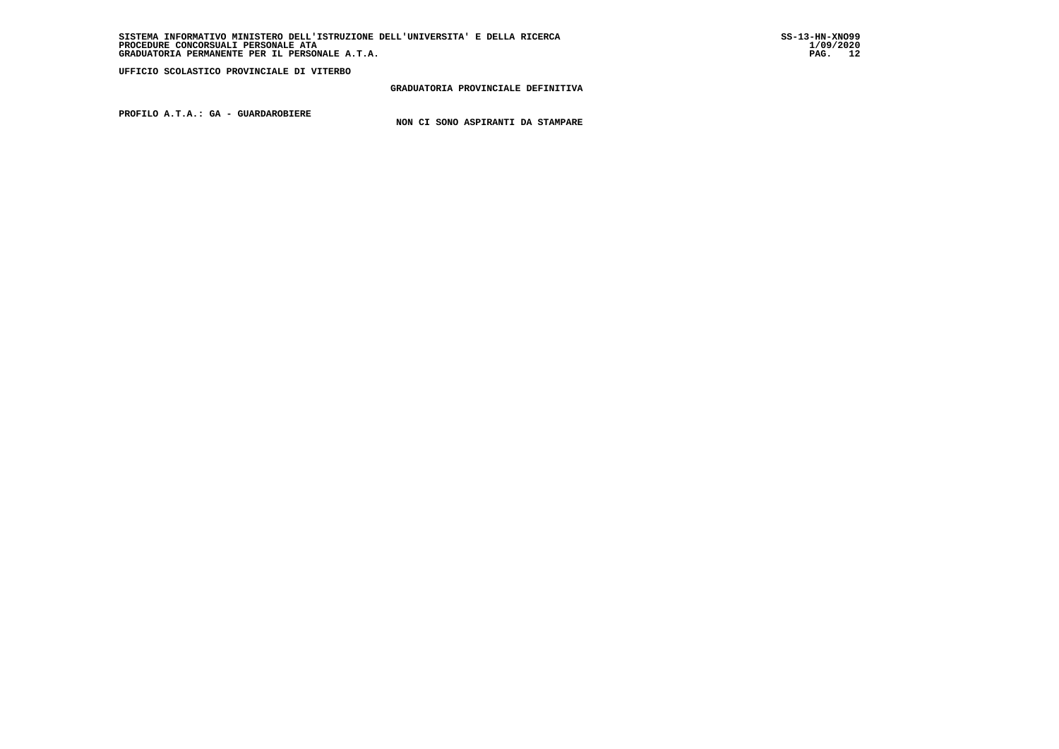**PROFILO A.T.A.: GA - GUARDAROBIERE**

**NON CI SONO ASPIRANTI DA STAMPARE**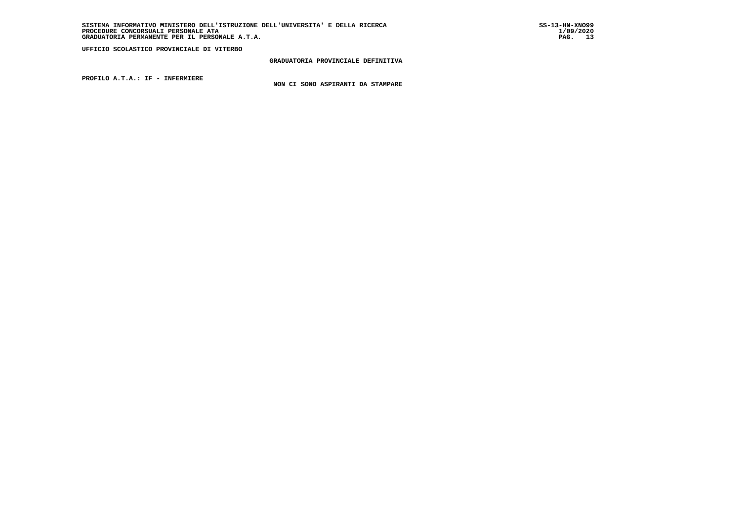**UFFICIO SCOLASTICO PROVINCIALE DI VITERBO**

**GRADUATORIA PROVINCIALE DEFINITIVA**

**PROFILO A.T.A.: IF - INFERMIERE**

**NON CI SONO ASPIRANTI DA STAMPARE**